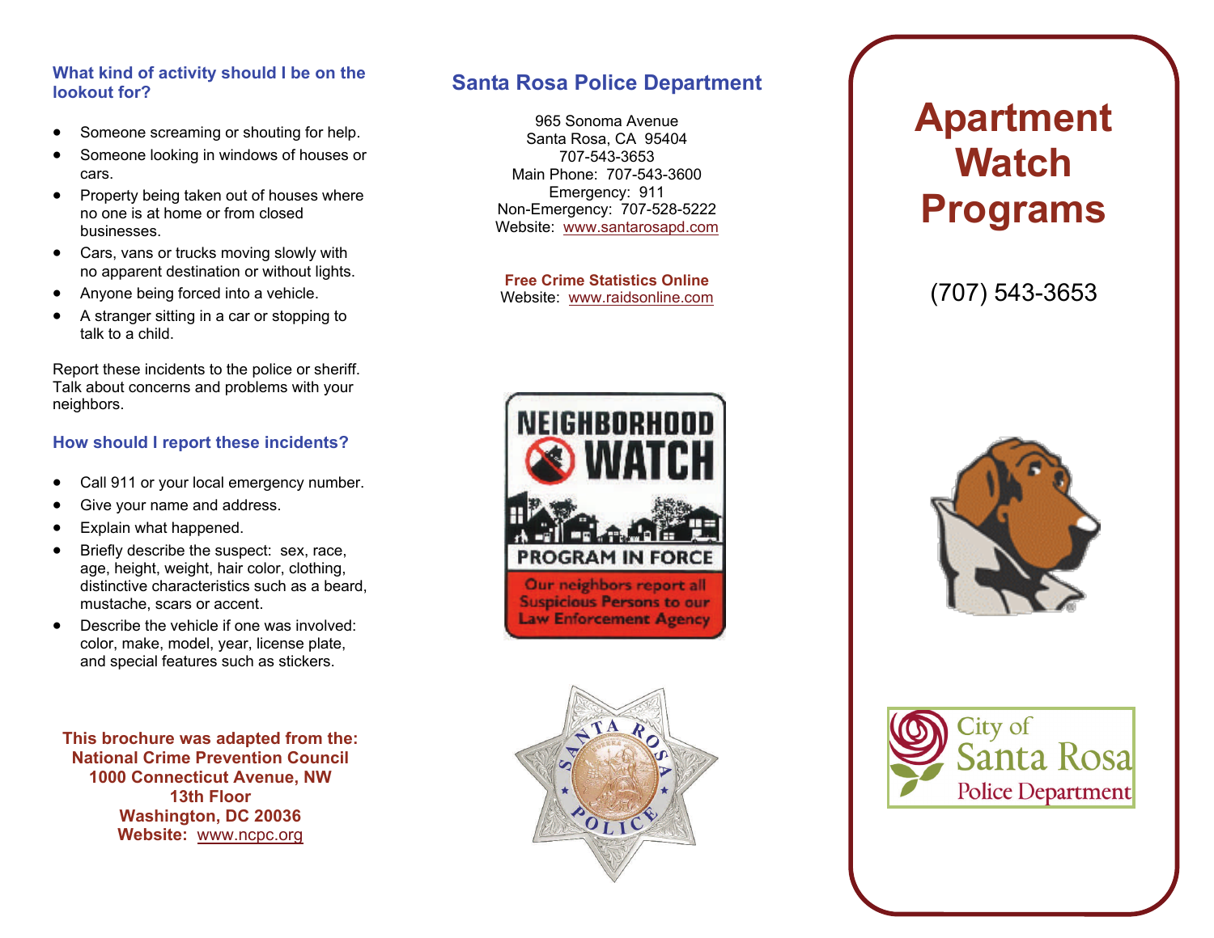### What kind of activity should I be on the lookout for?

- Someone screaming or shouting for help.
- Someone looking in windows of houses or cars.
- Property being taken out of houses where no one is at home or from closed businesses.
- Cars, vans or trucks moving slowly with no apparent destination or without lights.
- Anyone being forced into a vehicle.
- A stranger sitting in a car or stopping to talk to a child.

Report these incidents to the police or sheriff. Talk about concerns and problems with your neighbors.

### How should I report these incidents?

- Call 911 or your local emergency number.
- Give your name and address.
- Explain what happened.
- Briefly describe the suspect: sex, race, age, height, weight, hair color, clothing, distinctive characteristics such as a beard, mustache, scars or accent.
- Describe the vehicle if one was involved: color, make, model, year, license plate, and special features such as stickers.

**This brochure was adapted from the:**
**National Crime Prevention Council**
**1000 Connecticut Avenue, NW**
**13th Floor**
**Washington, DC 20036**
**Website: www.ncpc.org**

## Santa Rosa Police Department

965 Sonoma Avenue
Santa Rosa, CA 95404
707-543-3653
Main Phone: 707-543-3600
Emergency: 911
Non-Emergency: 707-528-5222
Website: www.santarosapd.com

**Free Crime Statistics Online**
Website: www.raidsonline.com

NEIGHBORHOOD WATCH
PROGRAM IN FORCE
Our neighbors report all Suspicious Persons to our Law Enforcement Agency

# Apartment Watch Programs

(707) 543-3653

City of Santa Rosa Police Department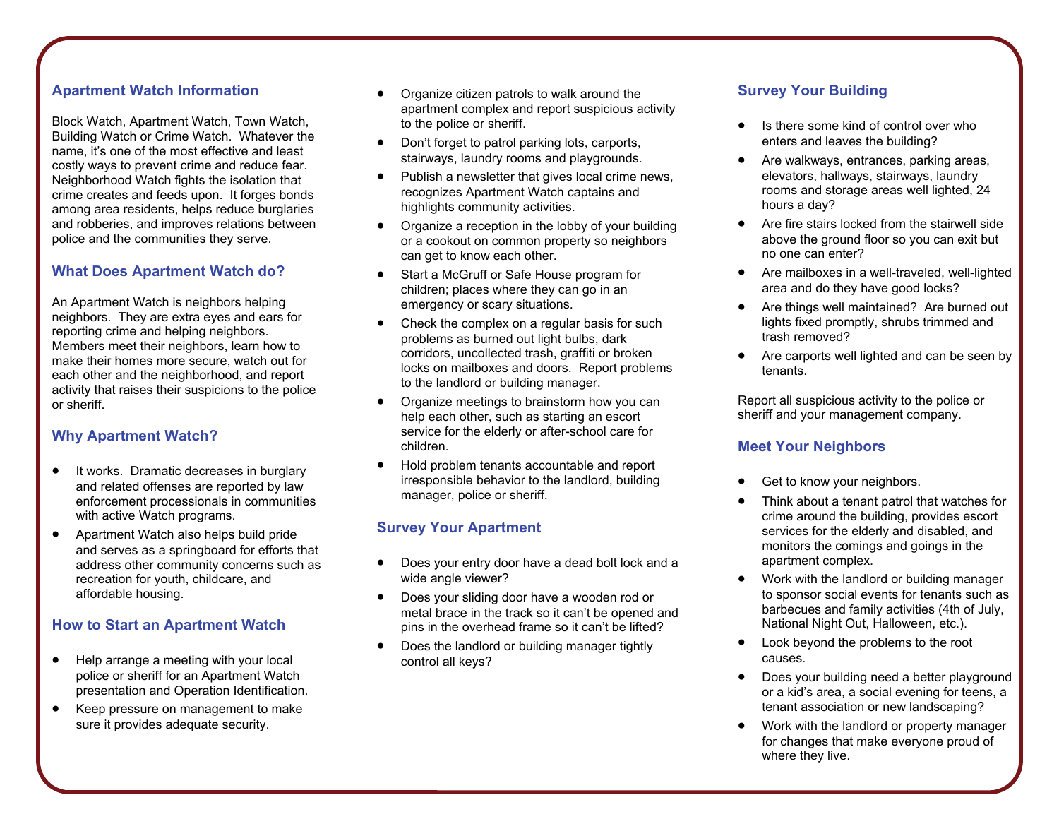## Apartment Watch Information

Block Watch, Apartment Watch, Town Watch, Building Watch or Crime Watch. Whatever the name, it's one of the most effective and least costly ways to prevent crime and reduce fear. Neighborhood Watch fights the isolation that crime creates and feeds upon. It forges bonds among area residents, helps reduce burglaries and robberies, and improves relations between police and the communities they serve.

## What Does Apartment Watch do?

An Apartment Watch is neighbors helping neighbors. They are extra eyes and ears for reporting crime and helping neighbors. Members meet their neighbors, learn how to make their homes more secure, watch out for each other and the neighborhood, and report activity that raises their suspicions to the police or sheriff.

## Why Apartment Watch?

- It works. Dramatic decreases in burglary and related offenses are reported by law enforcement professionals in communities with active Watch programs.
- Apartment Watch also helps build pride and serves as a springboard for efforts that address other community concerns such as recreation for youth, childcare, and affordable housing.

## How to Start an Apartment Watch

- Help arrange a meeting with your local police or sheriff for an Apartment Watch presentation and Operation Identification.
- Keep pressure on management to make sure it provides adequate security.
- Organize citizen patrols to walk around the apartment complex and report suspicious activity to the police or sheriff.
- Don't forget to patrol parking lots, carports, stairways, laundry rooms and playgrounds.
- Publish a newsletter that gives local crime news, recognizes Apartment Watch captains and highlights community activities.
- Organize a reception in the lobby of your building or a cookout on common property so neighbors can get to know each other.
- Start a McGruff or Safe House program for children; places where they can go in an emergency or scary situations.
- Check the complex on a regular basis for such problems as burned out light bulbs, dark corridors, uncollected trash, graffiti or broken locks on mailboxes and doors. Report problems to the landlord or building manager.
- Organize meetings to brainstorm how you can help each other, such as starting an escort service for the elderly or after-school care for children.
- Hold problem tenants accountable and report irresponsible behavior to the landlord, building manager, police or sheriff.

## Survey Your Apartment

- Does your entry door have a dead bolt lock and a wide angle viewer?
- Does your sliding door have a wooden rod or metal brace in the track so it can't be opened and pins in the overhead frame so it can't be lifted?
- Does the landlord or building manager tightly control all keys?

## Survey Your Building

- Is there some kind of control over who enters and leaves the building?
- Are walkways, entrances, parking areas, elevators, hallways, stairways, laundry rooms and storage areas well lighted, 24 hours a day?
- Are fire stairs locked from the stairwell side above the ground floor so you can exit but no one can enter?
- Are mailboxes in a well-traveled, well-lighted area and do they have good locks?
- Are things well maintained? Are burned out lights fixed promptly, shrubs trimmed and trash removed?
- Are carports well lighted and can be seen by tenants.

Report all suspicious activity to the police or sheriff and your management company.

## Meet Your Neighbors

- Get to know your neighbors.
- Think about a tenant patrol that watches for crime around the building, provides escort services for the elderly and disabled, and monitors the comings and goings in the apartment complex.
- Work with the landlord or building manager to sponsor social events for tenants such as barbecues and family activities (4th of July, National Night Out, Halloween, etc.).
- Look beyond the problems to the root causes.
- Does your building need a better playground or a kid's area, a social evening for teens, a tenant association or new landscaping?
- Work with the landlord or property manager for changes that make everyone proud of where they live.